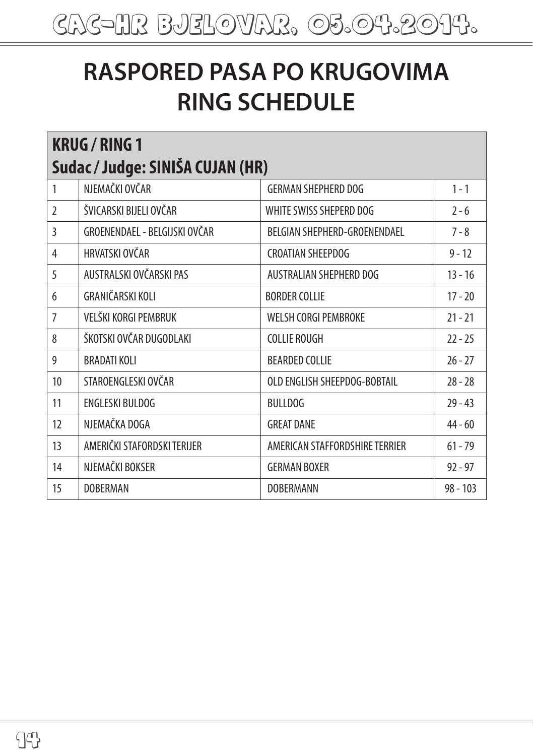# CAC-HR BJELOVAR, 05.04.2014.

# RASPORED PASA PO KRUGOVIMA
# RING SCHEDULE

## KRUG / RING 1
## Sudac / Judge: SINIŠA CUJAN (HR)

| | | | |
|---|---|---|---|
| 1 | NJEMAČKI OVČAR | GERMAN SHEPHERD DOG | 1 - 1 |
| 2 | ŠVICARSKI BIJELI OVČAR | WHITE SWISS SHEPERD DOG | 2 - 6 |
| 3 | GROENENDAEL - BELGIJSKI OVČAR | BELGIAN SHEPHERD-GROENENDAEL | 7 - 8 |
| 4 | HRVATSKI OVČAR | CROATIAN SHEEPDOG | 9 - 12 |
| 5 | AUSTRALSKI OVČARSKI PAS | AUSTRALIAN SHEPHERD DOG | 13 - 16 |
| 6 | GRANIČARSKI KOLI | BORDER COLLIE | 17 - 20 |
| 7 | VELŠKI KORGI PEMBRUK | WELSH CORGI PEMBROKE | 21 - 21 |
| 8 | ŠKOTSKI OVČAR DUGODLAKI | COLLIE ROUGH | 22 - 25 |
| 9 | BRADATI KOLI | BEARDED COLLIE | 26 - 27 |
| 10 | STAROENGLESKI OVČAR | OLD ENGLISH SHEEPDOG-BOBTAIL | 28 - 28 |
| 11 | ENGLESKI BULDOG | BULLDOG | 29 - 43 |
| 12 | NJEMAČKA DOGA | GREAT DANE | 44 - 60 |
| 13 | AMERIČKI STAFORDSKI TERIJER | AMERICAN STAFFORDSHIRE TERRIER | 61 - 79 |
| 14 | NJEMAČKI BOKSER | GERMAN BOXER | 92 - 97 |
| 15 | DOBERMAN | DOBERMANN | 98 - 103 |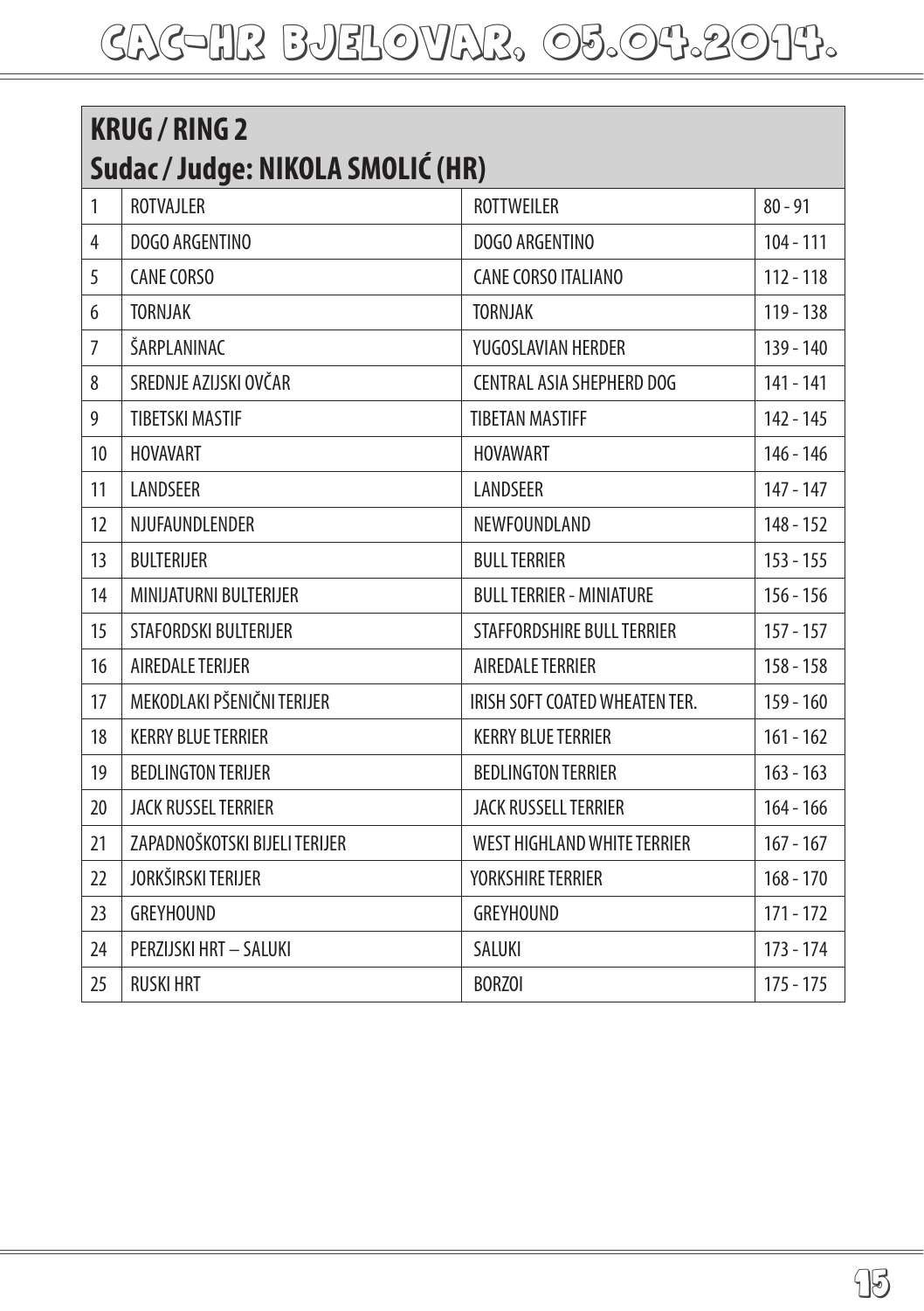# CAC-HR BJELOVAR, 05.04.2014.

## KRUG / RING 2
## Sudac / Judge: NIKOLA SMOLIĆ (HR)

| | | | |
|---|---|---|---|
| 1 | ROTVAJLER | ROTTWEILER | 80 - 91 |
| 4 | DOGO ARGENTINO | DOGO ARGENTINO | 104 - 111 |
| 5 | CANE CORSO | CANE CORSO ITALIANO | 112 - 118 |
| 6 | TORNJAK | TORNJAK | 119 - 138 |
| 7 | ŠARPLANINAC | YUGOSLAVIAN HERDER | 139 - 140 |
| 8 | SREDNJE AZIJSKI OVČAR | CENTRAL ASIA SHEPHERD DOG | 141 - 141 |
| 9 | TIBETSKI MASTIF | TIBETAN MASTIFF | 142 - 145 |
| 10 | HOVAVART | HOVAWART | 146 - 146 |
| 11 | LANDSEER | LANDSEER | 147 - 147 |
| 12 | NJUFAUNDLENDER | NEWFOUNDLAND | 148 - 152 |
| 13 | BULTERIJER | BULL TERRIER | 153 - 155 |
| 14 | MINIJATURNI BULTERIJER | BULL TERRIER - MINIATURE | 156 - 156 |
| 15 | STAFORDSKI BULTERIJER | STAFFORDSHIRE BULL TERRIER | 157 - 157 |
| 16 | AIREDALE TERIJER | AIREDALE TERRIER | 158 - 158 |
| 17 | MEKODLAKI PŠENIČNI TERIJER | IRISH SOFT COATED WHEATEN TER. | 159 - 160 |
| 18 | KERRY BLUE TERRIER | KERRY BLUE TERRIER | 161 - 162 |
| 19 | BEDLINGTON TERIJER | BEDLINGTON TERRIER | 163 - 163 |
| 20 | JACK RUSSEL TERRIER | JACK RUSSELL TERRIER | 164 - 166 |
| 21 | ZAPADNOŠKOTSKI BIJELI TERIJER | WEST HIGHLAND WHITE TERRIER | 167 - 167 |
| 22 | JORKŠIRSKI TERIJER | YORKSHIRE TERRIER | 168 - 170 |
| 23 | GREYHOUND | GREYHOUND | 171 - 172 |
| 24 | PERZIJSKI HRT – SALUKI | SALUKI | 173 - 174 |
| 25 | RUSKI HRT | BORZOI | 175 - 175 |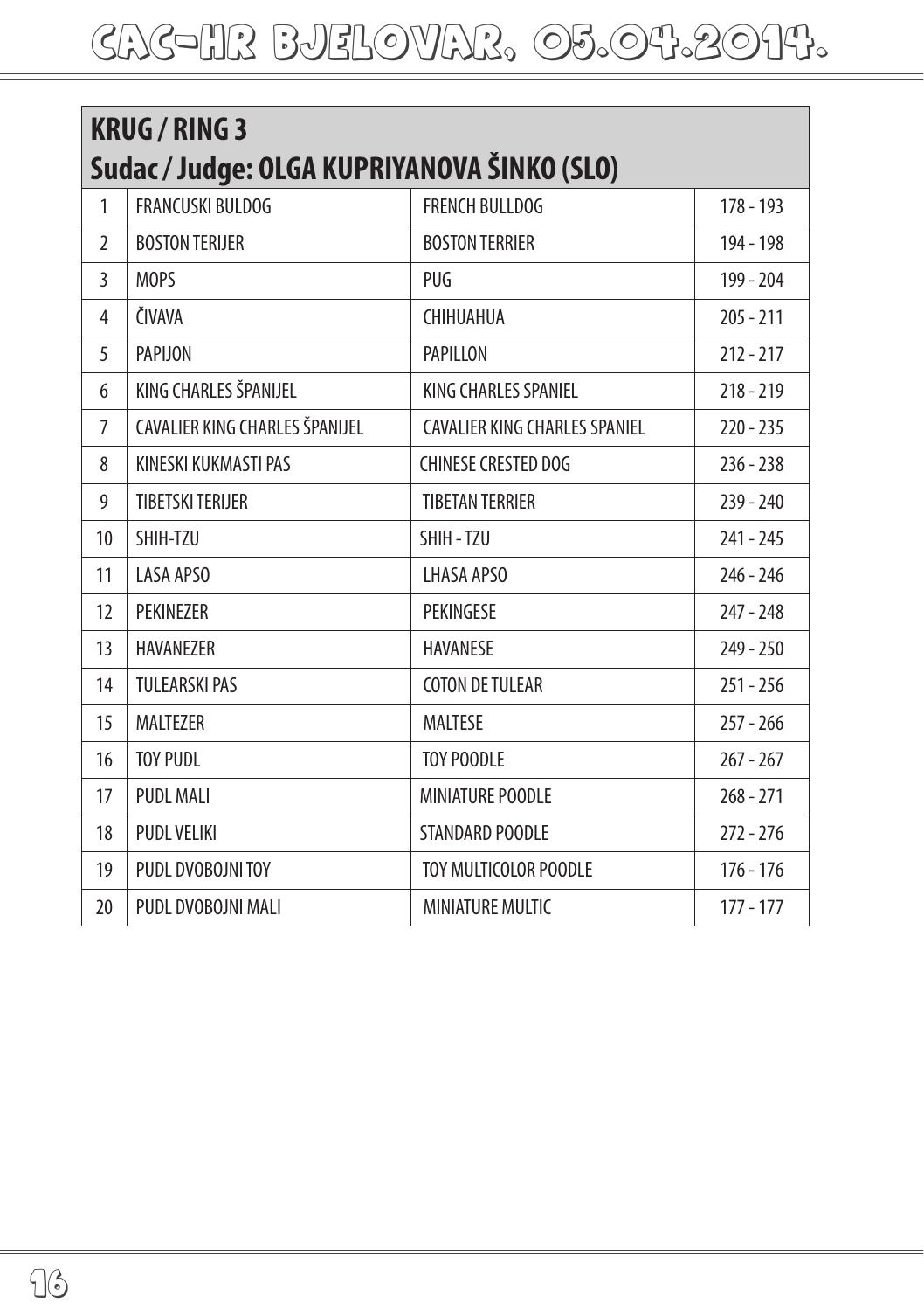# CAC-HR BJELOVAR, 05.04.2014.

## KRUG / RING 3
## Sudac / Judge: OLGA KUPRIYANOVA ŠINKO (SLO)

| | | | |
|---|---|---|---|
| 1 | FRANCUSKI BULDOG | FRENCH BULLDOG | 178 - 193 |
| 2 | BOSTON TERIJER | BOSTON TERRIER | 194 - 198 |
| 3 | MOPS | PUG | 199 - 204 |
| 4 | ČIVAVA | CHIHUAHUA | 205 - 211 |
| 5 | PAPIJON | PAPILLON | 212 - 217 |
| 6 | KING CHARLES ŠPANIJEL | KING CHARLES SPANIEL | 218 - 219 |
| 7 | CAVALIER KING CHARLES ŠPANIJEL | CAVALIER KING CHARLES SPANIEL | 220 - 235 |
| 8 | KINESKI KUKMASTI PAS | CHINESE CRESTED DOG | 236 - 238 |
| 9 | TIBETSKI TERIJER | TIBETAN TERRIER | 239 - 240 |
| 10 | SHIH-TZU | SHIH - TZU | 241 - 245 |
| 11 | LASA APSO | LHASA APSO | 246 - 246 |
| 12 | PEKINEZER | PEKINGESE | 247 - 248 |
| 13 | HAVANEZER | HAVANESE | 249 - 250 |
| 14 | TULEARSKI PAS | COTON DE TULEAR | 251 - 256 |
| 15 | MALTEZER | MALTESE | 257 - 266 |
| 16 | TOY PUDL | TOY POODLE | 267 - 267 |
| 17 | PUDL MALI | MINIATURE POODLE | 268 - 271 |
| 18 | PUDL VELIKI | STANDARD POODLE | 272 - 276 |
| 19 | PUDL DVOBOJNI TOY | TOY MULTICOLOR POODLE | 176 - 176 |
| 20 | PUDL DVOBOJNI MALI | MINIATURE MULTIC | 177 - 177 |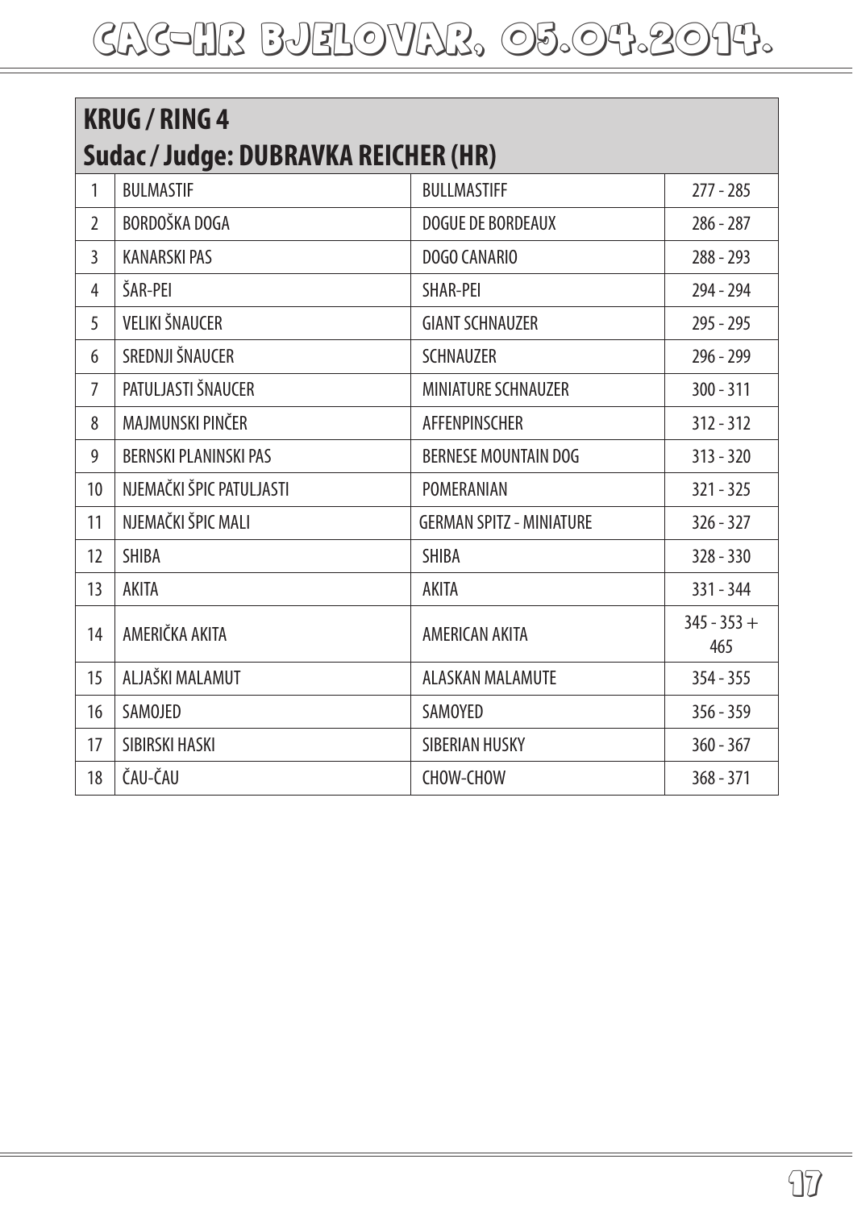# CAC-HR BJELOVAR, 05.04.2014.

## KRUG / RING 4
## Sudac / Judge: DUBRAVKA REICHER (HR)

| | | | |
|---|---|---|---|
| 1 | BULMASTIF | BULLMASTIFF | 277 - 285 |
| 2 | BORDOŠKA DOGA | DOGUE DE BORDEAUX | 286 - 287 |
| 3 | KANARSKI PAS | DOGO CANARIO | 288 - 293 |
| 4 | ŠAR-PEI | SHAR-PEI | 294 - 294 |
| 5 | VELIKI ŠNAUCER | GIANT SCHNAUZER | 295 - 295 |
| 6 | SREDNJI ŠNAUCER | SCHNAUZER | 296 - 299 |
| 7 | PATULJASTI ŠNAUCER | MINIATURE SCHNAUZER | 300 - 311 |
| 8 | MAJMUNSKI PINČER | AFFENPINSCHER | 312 - 312 |
| 9 | BERNSKI PLANINSKI PAS | BERNESE MOUNTAIN DOG | 313 - 320 |
| 10 | NJEMAČKI ŠPIC PATULJASTI | POMERANIAN | 321 - 325 |
| 11 | NJEMAČKI ŠPIC MALI | GERMAN SPITZ - MINIATURE | 326 - 327 |
| 12 | SHIBA | SHIBA | 328 - 330 |
| 13 | AKITA | AKITA | 331 - 344 |
| 14 | AMERIČKA AKITA | AMERICAN AKITA | 345 - 353 + 465 |
| 15 | ALJAŠKI MALAMUT | ALASKAN MALAMUTE | 354 - 355 |
| 16 | SAMOJED | SAMOYED | 356 - 359 |
| 17 | SIBIRSKI HASKI | SIBERIAN HUSKY | 360 - 367 |
| 18 | ČAU-ČAU | CHOW-CHOW | 368 - 371 |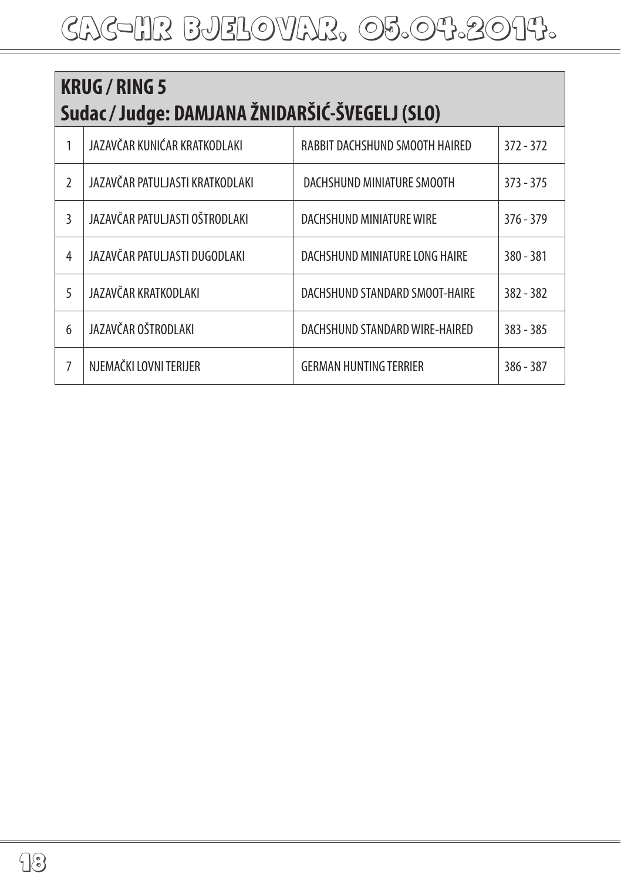## KRUG / RING 5
## Sudac / Judge: DAMJANA ŽNIDARŠIĆ-ŠVEGELJ (SLO)

| | | | |
|---|---|---|---|
| 1 | JAZAVČAR KUNIĆAR KRATKODLAKI | RABBIT DACHSHUND SMOOTH HAIRED | 372 - 372 |
| 2 | JAZAVČAR PATULJASTI KRATKODLAKI | DACHSHUND MINIATURE SMOOTH | 373 - 375 |
| 3 | JAZAVČAR PATULJASTI OŠTRODLAKI | DACHSHUND MINIATURE WIRE | 376 - 379 |
| 4 | JAZAVČAR PATULJASTI DUGODLAKI | DACHSHUND MINIATURE LONG HAIRE | 380 - 381 |
| 5 | JAZAVČAR KRATKODLAKI | DACHSHUND STANDARD SMOOT-HAIRE | 382 - 382 |
| 6 | JAZAVČAR OŠTRODLAKI | DACHSHUND STANDARD WIRE-HAIRED | 383 - 385 |
| 7 | NJEMAČKI LOVNI TERIJER | GERMAN HUNTING TERRIER | 386 - 387 |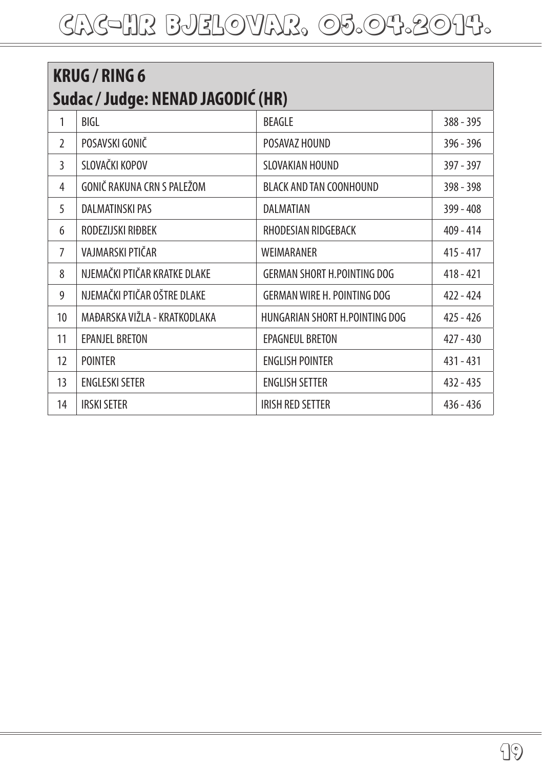# CAC-HR BJELOVAR, 05.04.2014.

## KRUG / RING 6
## Sudac / Judge: NENAD JAGODIĆ (HR)

| | | | |
|---|---|---|---|
| 1 | BIGL | BEAGLE | 388 - 395 |
| 2 | POSAVSKI GONIČ | POSAVAZ HOUND | 396 - 396 |
| 3 | SLOVAČKI KOPOV | SLOVAKIAN HOUND | 397 - 397 |
| 4 | GONIČ RAKUNA CRN S PALEŽOM | BLACK AND TAN COONHOUND | 398 - 398 |
| 5 | DALMATINSKI PAS | DALMATIAN | 399 - 408 |
| 6 | RODEZIJSKI RIĐBEK | RHODESIAN RIDGEBACK | 409 - 414 |
| 7 | VAJMARSKI PTIČAR | WEIMARANER | 415 - 417 |
| 8 | NJEMAČKI PTIČAR KRATKE DLAKE | GERMAN SHORT H.POINTING DOG | 418 - 421 |
| 9 | NJEMAČKI PTIČAR OŠTRE DLAKE | GERMAN WIRE H. POINTING DOG | 422 - 424 |
| 10 | MAĐARSKA VIŽLA - KRATKODLAKA | HUNGARIAN SHORT H.POINTING DOG | 425 - 426 |
| 11 | EPANJEL BRETON | EPAGNEUL BRETON | 427 - 430 |
| 12 | POINTER | ENGLISH POINTER | 431 - 431 |
| 13 | ENGLESKI SETER | ENGLISH SETTER | 432 - 435 |
| 14 | IRSKI SETER | IRISH RED SETTER | 436 - 436 |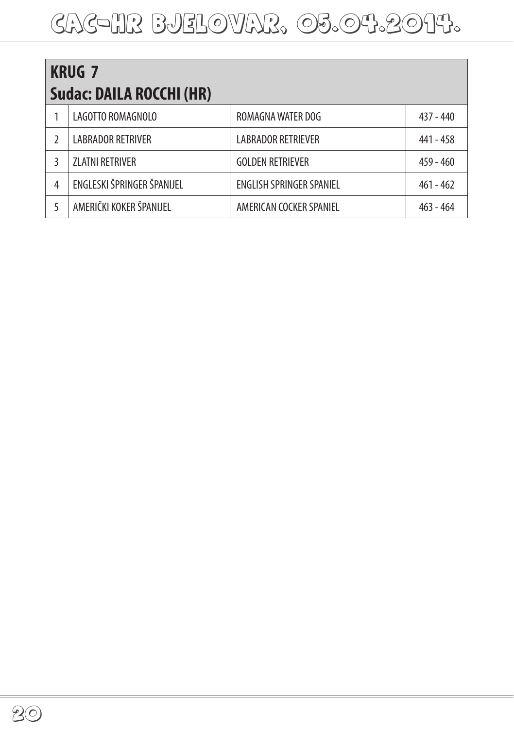## KRUG 7
## Sudac: DAILA ROCCHI (HR)

| | | | |
|---|---|---|---|
| 1 | LAGOTTO ROMAGNOLO | ROMAGNA WATER DOG | 437 - 440 |
| 2 | LABRADOR RETRIVER | LABRADOR RETRIEVER | 441 - 458 |
| 3 | ZLATNI RETRIVER | GOLDEN RETRIEVER | 459 - 460 |
| 4 | ENGLESKI ŠPRINGER ŠPANIJEL | ENGLISH SPRINGER SPANIEL | 461 - 462 |
| 5 | AMERIČKI KOKER ŠPANIJEL | AMERICAN COCKER SPANIEL | 463 - 464 |